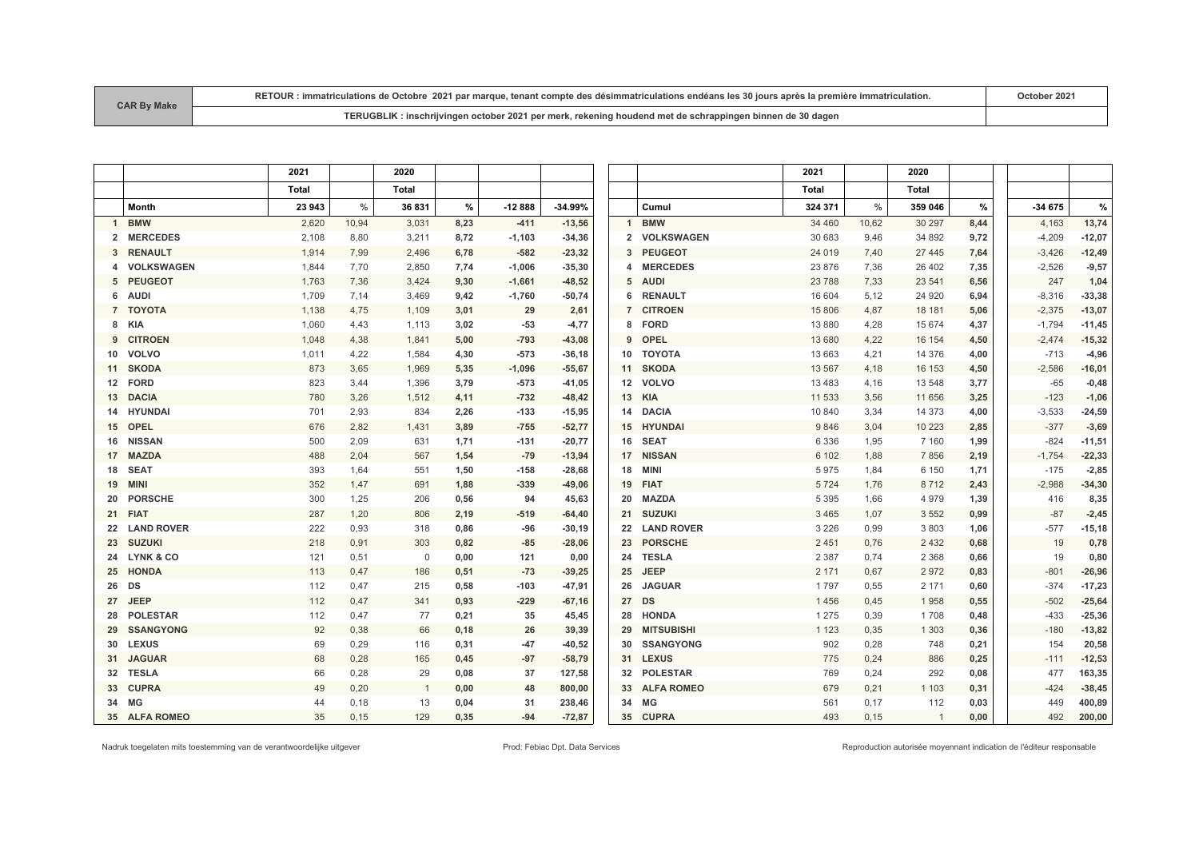| CAR By Make | RETOUR : immatriculations de Octobre 2021 par marque, tenant compte des désimmatriculations endéans les 30 jours après la première immatriculation. | October 2021 |
|---|---|---|
| | TERUGBLIK : inschrijvingen october 2021 per merk, rekening houdend met de schrappingen binnen de 30 dagen | |

| | | 2021 | | 2020 | | | |
|---|---|---|---|---|---|---|---|
| | | Total | | Total | | | |
| | Month | 23 943 | % | 36 831 | % | -12 888 | -34.99% |
| 1 | BMW | 2,620 | 10,94 | 3,031 | 8,23 | -411 | -13,56 |
| 2 | MERCEDES | 2,108 | 8,80 | 3,211 | 8,72 | -1,103 | -34,36 |
| 3 | RENAULT | 1,914 | 7,99 | 2,496 | 6,78 | -582 | -23,32 |
| 4 | VOLKSWAGEN | 1,844 | 7,70 | 2,850 | 7,74 | -1,006 | -35,30 |
| 5 | PEUGEOT | 1,763 | 7,36 | 3,424 | 9,30 | -1,661 | -48,52 |
| 6 | AUDI | 1,709 | 7,14 | 3,469 | 9,42 | -1,760 | -50,74 |
| 7 | TOYOTA | 1,138 | 4,75 | 1,109 | 3,01 | 29 | 2,61 |
| 8 | KIA | 1,060 | 4,43 | 1,113 | 3,02 | -53 | -4,77 |
| 9 | CITROEN | 1,048 | 4,38 | 1,841 | 5,00 | -793 | -43,08 |
| 10 | VOLVO | 1,011 | 4,22 | 1,584 | 4,30 | -573 | -36,18 |
| 11 | SKODA | 873 | 3,65 | 1,969 | 5,35 | -1,096 | -55,67 |
| 12 | FORD | 823 | 3,44 | 1,396 | 3,79 | -573 | -41,05 |
| 13 | DACIA | 780 | 3,26 | 1,512 | 4,11 | -732 | -48,42 |
| 14 | HYUNDAI | 701 | 2,93 | 834 | 2,26 | -133 | -15,95 |
| 15 | OPEL | 676 | 2,82 | 1,431 | 3,89 | -755 | -52,77 |
| 16 | NISSAN | 500 | 2,09 | 631 | 1,71 | -131 | -20,77 |
| 17 | MAZDA | 488 | 2,04 | 567 | 1,54 | -79 | -13,94 |
| 18 | SEAT | 393 | 1,64 | 551 | 1,50 | -158 | -28,68 |
| 19 | MINI | 352 | 1,47 | 691 | 1,88 | -339 | -49,06 |
| 20 | PORSCHE | 300 | 1,25 | 206 | 0,56 | 94 | 45,63 |
| 21 | FIAT | 287 | 1,20 | 806 | 2,19 | -519 | -64,40 |
| 22 | LAND ROVER | 222 | 0,93 | 318 | 0,86 | -96 | -30,19 |
| 23 | SUZUKI | 218 | 0,91 | 303 | 0,82 | -85 | -28,06 |
| 24 | LYNK & CO | 121 | 0,51 | 0 | 0,00 | 121 | 0,00 |
| 25 | HONDA | 113 | 0,47 | 186 | 0,51 | -73 | -39,25 |
| 26 | DS | 112 | 0,47 | 215 | 0,58 | -103 | -47,91 |
| 27 | JEEP | 112 | 0,47 | 341 | 0,93 | -229 | -67,16 |
| 28 | POLESTAR | 112 | 0,47 | 77 | 0,21 | 35 | 45,45 |
| 29 | SSANGYONG | 92 | 0,38 | 66 | 0,18 | 26 | 39,39 |
| 30 | LEXUS | 69 | 0,29 | 116 | 0,31 | -47 | -40,52 |
| 31 | JAGUAR | 68 | 0,28 | 165 | 0,45 | -97 | -58,79 |
| 32 | TESLA | 66 | 0,28 | 29 | 0,08 | 37 | 127,58 |
| 33 | CUPRA | 49 | 0,20 | 1 | 0,00 | 48 | 800,00 |
| 34 | MG | 44 | 0,18 | 13 | 0,04 | 31 | 238,46 |
| 35 | ALFA ROMEO | 35 | 0,15 | 129 | 0,35 | -94 | -72,87 |

| | | 2021 | | 2020 | | | |
|---|---|---|---|---|---|---|---|
| | | Total | | Total | | | |
| | Cumul | 324 371 | % | 359 046 | % | -34 675 | % |
| 1 | BMW | 34 460 | 10,62 | 30 297 | 8,44 | 4,163 | 13,74 |
| 2 | VOLKSWAGEN | 30 683 | 9,46 | 34 892 | 9,72 | -4,209 | -12,07 |
| 3 | PEUGEOT | 24 019 | 7,40 | 27 445 | 7,64 | -3,426 | -12,49 |
| 4 | MERCEDES | 23 876 | 7,36 | 26 402 | 7,35 | -2,526 | -9,57 |
| 5 | AUDI | 23 788 | 7,33 | 23 541 | 6,56 | 247 | 1,04 |
| 6 | RENAULT | 16 604 | 5,12 | 24 920 | 6,94 | -8,316 | -33,38 |
| 7 | CITROEN | 15 806 | 4,87 | 18 181 | 5,06 | -2,375 | -13,07 |
| 8 | FORD | 13 880 | 4,28 | 15 674 | 4,37 | -1,794 | -11,45 |
| 9 | OPEL | 13 680 | 4,22 | 16 154 | 4,50 | -2,474 | -15,32 |
| 10 | TOYOTA | 13 663 | 4,21 | 14 376 | 4,00 | -713 | -4,96 |
| 11 | SKODA | 13 567 | 4,18 | 16 153 | 4,50 | -2,586 | -16,01 |
| 12 | VOLVO | 13 483 | 4,16 | 13 548 | 3,77 | -65 | -0,48 |
| 13 | KIA | 11 533 | 3,56 | 11 656 | 3,25 | -123 | -1,06 |
| 14 | DACIA | 10 840 | 3,34 | 14 373 | 4,00 | -3,533 | -24,59 |
| 15 | HYUNDAI | 9 846 | 3,04 | 10 223 | 2,85 | -377 | -3,69 |
| 16 | SEAT | 6 336 | 1,95 | 7 160 | 1,99 | -824 | -11,51 |
| 17 | NISSAN | 6 102 | 1,88 | 7 856 | 2,19 | -1,754 | -22,33 |
| 18 | MINI | 5 975 | 1,84 | 6 150 | 1,71 | -175 | -2,85 |
| 19 | FIAT | 5 724 | 1,76 | 8 712 | 2,43 | -2,988 | -34,30 |
| 20 | MAZDA | 5 395 | 1,66 | 4 979 | 1,39 | 416 | 8,35 |
| 21 | SUZUKI | 3 465 | 1,07 | 3 552 | 0,99 | -87 | -2,45 |
| 22 | LAND ROVER | 3 226 | 0,99 | 3 803 | 1,06 | -577 | -15,18 |
| 23 | PORSCHE | 2 451 | 0,76 | 2 432 | 0,68 | 19 | 0,78 |
| 24 | TESLA | 2 387 | 0,74 | 2 368 | 0,66 | 19 | 0,80 |
| 25 | JEEP | 2 171 | 0,67 | 2 972 | 0,83 | -801 | -26,96 |
| 26 | JAGUAR | 1 797 | 0,55 | 2 171 | 0,60 | -374 | -17,23 |
| 27 | DS | 1 456 | 0,45 | 1 958 | 0,55 | -502 | -25,64 |
| 28 | HONDA | 1 275 | 0,39 | 1 708 | 0,48 | -433 | -25,36 |
| 29 | MITSUBISHI | 1 123 | 0,35 | 1 303 | 0,36 | -180 | -13,82 |
| 30 | SSANGYONG | 902 | 0,28 | 748 | 0,21 | 154 | 20,58 |
| 31 | LEXUS | 775 | 0,24 | 886 | 0,25 | -111 | -12,53 |
| 32 | POLESTAR | 769 | 0,24 | 292 | 0,08 | 477 | 163,35 |
| 33 | ALFA ROMEO | 679 | 0,21 | 1 103 | 0,31 | -424 | -38,45 |
| 34 | MG | 561 | 0,17 | 112 | 0,03 | 449 | 400,89 |
| 35 | CUPRA | 493 | 0,15 | 1 | 0,00 | 492 | 200,00 |

Nadruk toegelaten mits toestemming van de verantwoordelijke uitgever

Prod: Febiac Dpt. Data Services

Reproduction autorisée moyennant indication de l'éditeur responsable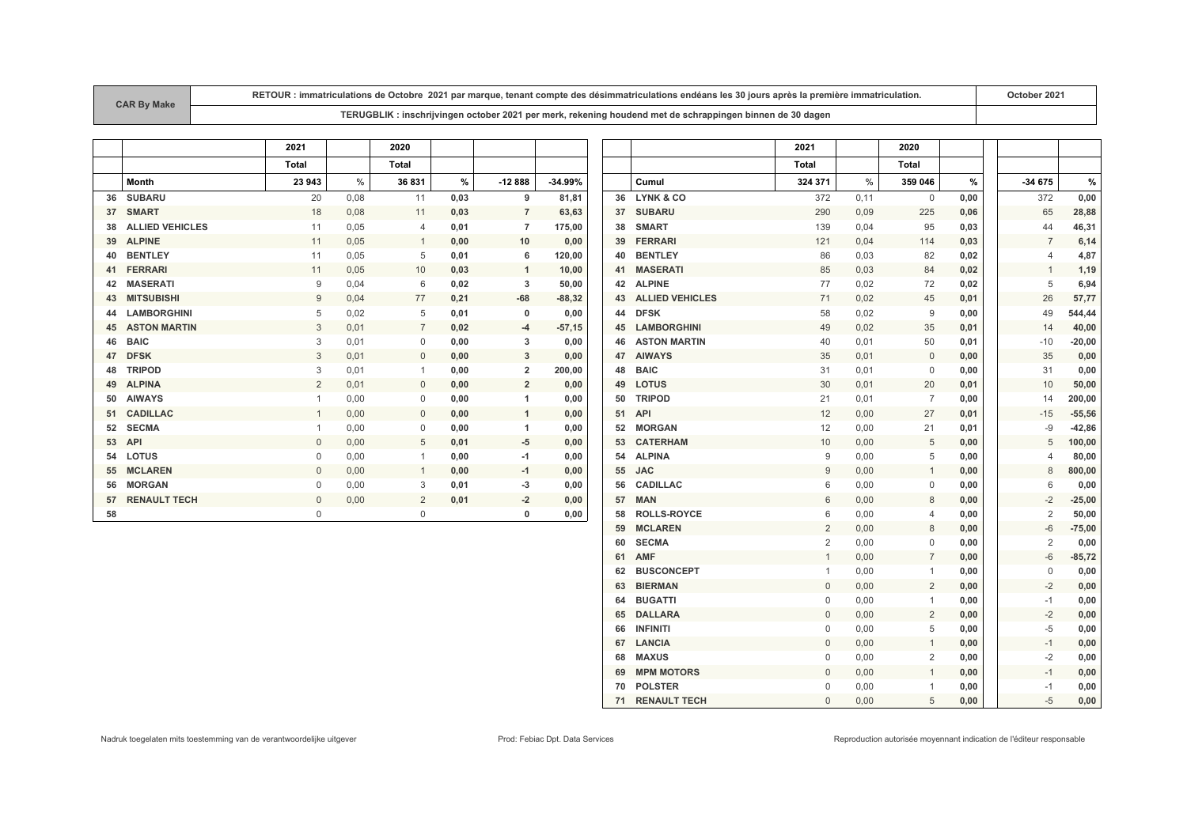| CAR By Make | RETOUR : immatriculations de Octobre 2021 par marque, tenant compte des désimmatriculations endéans les 30 jours après la première immatriculation. | October 2021 |
|---|---|---|
| | TERUGBLIK : inschrijvingen october 2021 per merk, rekening houdend met de schrappingen binnen de 30 dagen | |

| | | 2021 | | 2020 | | | |
|---|---|---|---|---|---|---|---|
| | | Total | | Total | | | |
| | Month | 23 943 | % | 36 831 | % | -12 888 | -34.99% |
| 36 | SUBARU | 20 | 0,08 | 11 | 0,03 | 9 | 81,81 |
| 37 | SMART | 18 | 0,08 | 11 | 0,03 | 7 | 63,63 |
| 38 | ALLIED VEHICLES | 11 | 0,05 | 4 | 0,01 | 7 | 175,00 |
| 39 | ALPINE | 11 | 0,05 | 1 | 0,00 | 10 | 0,00 |
| 40 | BENTLEY | 11 | 0,05 | 5 | 0,01 | 6 | 120,00 |
| 41 | FERRARI | 11 | 0,05 | 10 | 0,03 | 1 | 10,00 |
| 42 | MASERATI | 9 | 0,04 | 6 | 0,02 | 3 | 50,00 |
| 43 | MITSUBISHI | 9 | 0,04 | 77 | 0,21 | -68 | -88,32 |
| 44 | LAMBORGHINI | 5 | 0,02 | 5 | 0,01 | 0 | 0,00 |
| 45 | ASTON MARTIN | 3 | 0,01 | 7 | 0,02 | -4 | -57,15 |
| 46 | BAIC | 3 | 0,01 | 0 | 0,00 | 3 | 0,00 |
| 47 | DFSK | 3 | 0,01 | 0 | 0,00 | 3 | 0,00 |
| 48 | TRIPOD | 3 | 0,01 | 1 | 0,00 | 2 | 200,00 |
| 49 | ALPINA | 2 | 0,01 | 0 | 0,00 | 2 | 0,00 |
| 50 | AIWAYS | 1 | 0,00 | 0 | 0,00 | 1 | 0,00 |
| 51 | CADILLAC | 1 | 0,00 | 0 | 0,00 | 1 | 0,00 |
| 52 | SECMA | 1 | 0,00 | 0 | 0,00 | 1 | 0,00 |
| 53 | API | 0 | 0,00 | 5 | 0,01 | -5 | 0,00 |
| 54 | LOTUS | 0 | 0,00 | 1 | 0,00 | -1 | 0,00 |
| 55 | MCLAREN | 0 | 0,00 | 1 | 0,00 | -1 | 0,00 |
| 56 | MORGAN | 0 | 0,00 | 3 | 0,01 | -3 | 0,00 |
| 57 | RENAULT TECH | 0 | 0,00 | 2 | 0,01 | -2 | 0,00 |
| 58 | | 0 | | 0 | | 0 | 0,00 |

| | | 2021 | | 2020 | | | |
|---|---|---|---|---|---|---|---|
| | | Total | | Total | | | |
| | Cumul | 324 371 | % | 359 046 | % | -34 675 | % |
| 36 | LYNK & CO | 372 | 0,11 | 0 | 0,00 | 372 | 0,00 |
| 37 | SUBARU | 290 | 0,09 | 225 | 0,06 | 65 | 28,88 |
| 38 | SMART | 139 | 0,04 | 95 | 0,03 | 44 | 46,31 |
| 39 | FERRARI | 121 | 0,04 | 114 | 0,03 | 7 | 6,14 |
| 40 | BENTLEY | 86 | 0,03 | 82 | 0,02 | 4 | 4,87 |
| 41 | MASERATI | 85 | 0,03 | 84 | 0,02 | 1 | 1,19 |
| 42 | ALPINE | 77 | 0,02 | 72 | 0,02 | 5 | 6,94 |
| 43 | ALLIED VEHICLES | 71 | 0,02 | 45 | 0,01 | 26 | 57,77 |
| 44 | DFSK | 58 | 0,02 | 9 | 0,00 | 49 | 544,44 |
| 45 | LAMBORGHINI | 49 | 0,02 | 35 | 0,01 | 14 | 40,00 |
| 46 | ASTON MARTIN | 40 | 0,01 | 50 | 0,01 | -10 | -20,00 |
| 47 | AIWAYS | 35 | 0,01 | 0 | 0,00 | 35 | 0,00 |
| 48 | BAIC | 31 | 0,01 | 0 | 0,00 | 31 | 0,00 |
| 49 | LOTUS | 30 | 0,01 | 20 | 0,01 | 10 | 50,00 |
| 50 | TRIPOD | 21 | 0,01 | 7 | 0,00 | 14 | 200,00 |
| 51 | API | 12 | 0,00 | 27 | 0,01 | -15 | -55,56 |
| 52 | MORGAN | 12 | 0,00 | 21 | 0,01 | -9 | -42,86 |
| 53 | CATERHAM | 10 | 0,00 | 5 | 0,00 | 5 | 100,00 |
| 54 | ALPINA | 9 | 0,00 | 5 | 0,00 | 4 | 80,00 |
| 55 | JAC | 9 | 0,00 | 1 | 0,00 | 8 | 800,00 |
| 56 | CADILLAC | 6 | 0,00 | 0 | 0,00 | 6 | 0,00 |
| 57 | MAN | 6 | 0,00 | 8 | 0,00 | -2 | -25,00 |
| 58 | ROLLS-ROYCE | 6 | 0,00 | 4 | 0,00 | 2 | 50,00 |
| 59 | MCLAREN | 2 | 0,00 | 8 | 0,00 | -6 | -75,00 |
| 60 | SECMA | 2 | 0,00 | 0 | 0,00 | 2 | 0,00 |
| 61 | AMF | 1 | 0,00 | 7 | 0,00 | -6 | -85,72 |
| 62 | BUSCONCEPT | 1 | 0,00 | 1 | 0,00 | 0 | 0,00 |
| 63 | BIERMAN | 0 | 0,00 | 2 | 0,00 | -2 | 0,00 |
| 64 | BUGATTI | 0 | 0,00 | 1 | 0,00 | -1 | 0,00 |
| 65 | DALLARA | 0 | 0,00 | 2 | 0,00 | -2 | 0,00 |
| 66 | INFINITI | 0 | 0,00 | 5 | 0,00 | -5 | 0,00 |
| 67 | LANCIA | 0 | 0,00 | 1 | 0,00 | -1 | 0,00 |
| 68 | MAXUS | 0 | 0,00 | 2 | 0,00 | -2 | 0,00 |
| 69 | MPM MOTORS | 0 | 0,00 | 1 | 0,00 | -1 | 0,00 |
| 70 | POLSTER | 0 | 0,00 | 1 | 0,00 | -1 | 0,00 |
| 71 | RENAULT TECH | 0 | 0,00 | 5 | 0,00 | -5 | 0,00 |

Nadruk toegelaten mits toestemming van de verantwoordelijke uitgever

Prod: Febiac Dpt. Data Services

Reproduction autorisée moyennant indication de l'éditeur responsable